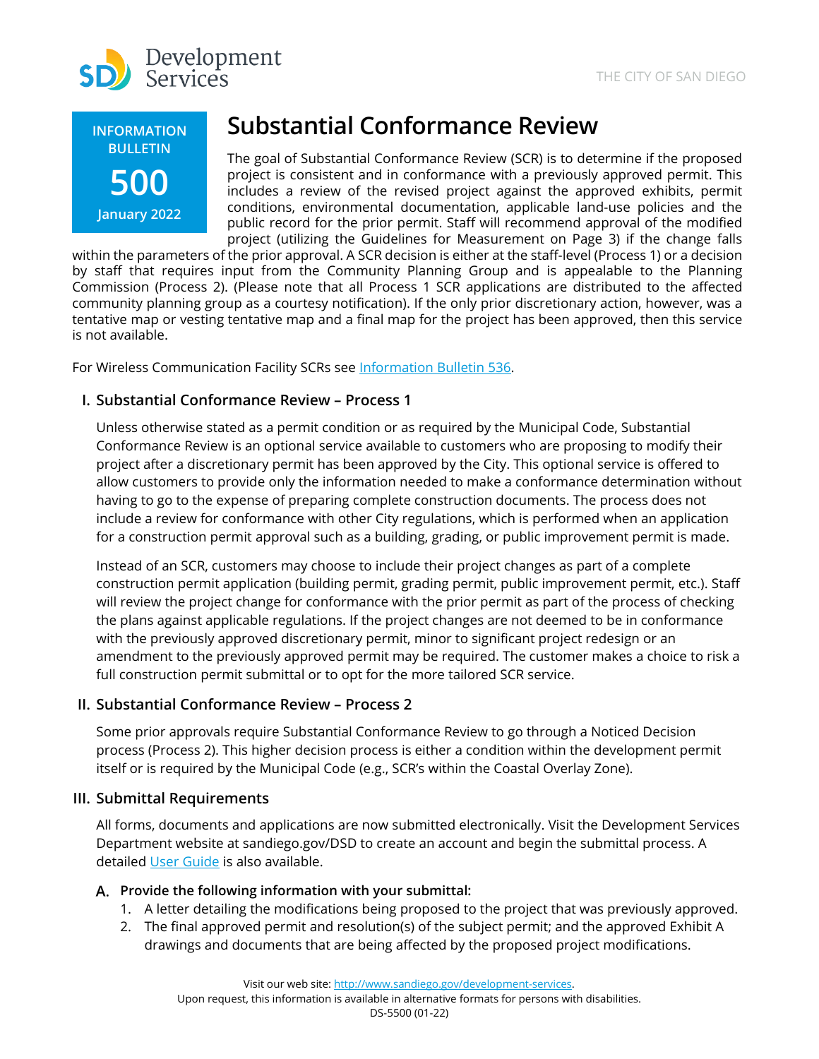Development Services

THE CITY OF SAN DIEGO

**INFORMATION BULLETIN**

**500**

**January 2022**

# Substantial Conformance Review

The goal of Substantial Conformance Review (SCR) is to determine if the proposed project is consistent and in conformance with a previously approved permit. This includes a review of the revised project against the approved exhibits, permit conditions, environmental documentation, applicable land-use policies and the public record for the prior permit. Staff will recommend approval of the modified project (utilizing the Guidelines for Measurement on Page 3) if the change falls within the parameters of the prior approval. A SCR decision is either at the staff-level (Process 1) or a decision by staff that requires input from the Community Planning Group and is appealable to the Planning Commission (Process 2). (Please note that all Process 1 SCR applications are distributed to the affected community planning group as a courtesy notification). If the only prior discretionary action, however, was a tentative map or vesting tentative map and a final map for the project has been approved, then this service is not available.

For Wireless Communication Facility SCRs see [Information Bulletin 536](Information Bulletin 536).

## I. Substantial Conformance Review – Process 1

Unless otherwise stated as a permit condition or as required by the Municipal Code, Substantial Conformance Review is an optional service available to customers who are proposing to modify their project after a discretionary permit has been approved by the City. This optional service is offered to allow customers to provide only the information needed to make a conformance determination without having to go to the expense of preparing complete construction documents. The process does not include a review for conformance with other City regulations, which is performed when an application for a construction permit approval such as a building, grading, or public improvement permit is made.

Instead of an SCR, customers may choose to include their project changes as part of a complete construction permit application (building permit, grading permit, public improvement permit, etc.). Staff will review the project change for conformance with the prior permit as part of the process of checking the plans against applicable regulations. If the project changes are not deemed to be in conformance with the previously approved discretionary permit, minor to significant project redesign or an amendment to the previously approved permit may be required. The customer makes a choice to risk a full construction permit submittal or to opt for the more tailored SCR service.

## II. Substantial Conformance Review – Process 2

Some prior approvals require Substantial Conformance Review to go through a Noticed Decision process (Process 2). This higher decision process is either a condition within the development permit itself or is required by the Municipal Code (e.g., SCR's within the Coastal Overlay Zone).

## III. Submittal Requirements

All forms, documents and applications are now submitted electronically. Visit the Development Services Department website at sandiego.gov/DSD to create an account and begin the submittal process. A detailed [User Guide](User Guide) is also available.

### A. Provide the following information with your submittal:

1. A letter detailing the modifications being proposed to the project that was previously approved.
2. The final approved permit and resolution(s) of the subject permit; and the approved Exhibit A drawings and documents that are being affected by the proposed project modifications.

Visit our web site: http://www.sandiego.gov/development-services.
Upon request, this information is available in alternative formats for persons with disabilities.
DS-5500 (01-22)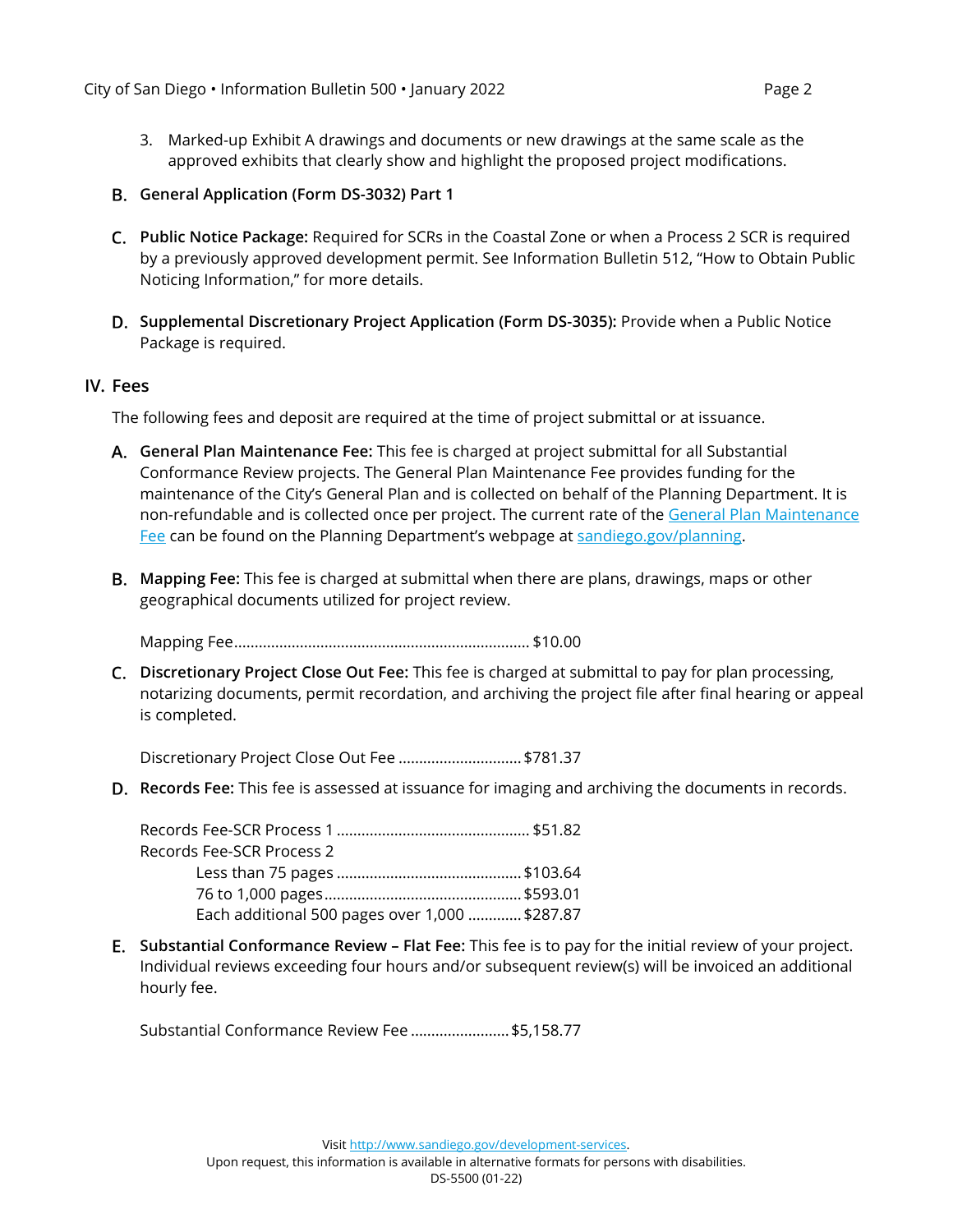3. Marked-up Exhibit A drawings and documents or new drawings at the same scale as the approved exhibits that clearly show and highlight the proposed project modifications.

B. **General Application (Form DS-3032) Part 1**

C. **Public Notice Package:** Required for SCRs in the Coastal Zone or when a Process 2 SCR is required by a previously approved development permit. See Information Bulletin 512, "How to Obtain Public Noticing Information," for more details.

D. **Supplemental Discretionary Project Application (Form DS-3035):** Provide when a Public Notice Package is required.

## IV. Fees

The following fees and deposit are required at the time of project submittal or at issuance.

A. **General Plan Maintenance Fee:** This fee is charged at project submittal for all Substantial Conformance Review projects. The General Plan Maintenance Fee provides funding for the maintenance of the City's General Plan and is collected on behalf of the Planning Department. It is non-refundable and is collected once per project. The current rate of the [General Plan Maintenance Fee](#) can be found on the Planning Department's webpage at [sandiego.gov/planning](#).

B. **Mapping Fee:** This fee is charged at submittal when there are plans, drawings, maps or other geographical documents utilized for project review.

Mapping Fee....................................................................... $10.00

C. **Discretionary Project Close Out Fee:** This fee is charged at submittal to pay for plan processing, notarizing documents, permit recordation, and archiving the project file after final hearing or appeal is completed.

Discretionary Project Close Out Fee ............................. $781.37

D. **Records Fee:** This fee is assessed at issuance for imaging and archiving the documents in records.

Records Fee-SCR Process 1 .............................................. $51.82
Records Fee-SCR Process 2
- Less than 75 pages ............................................ $103.64
- 76 to 1,000 pages............................................... $593.01
- Each additional 500 pages over 1,000 ............ $287.87

E. **Substantial Conformance Review – Flat Fee:** This fee is to pay for the initial review of your project. Individual reviews exceeding four hours and/or subsequent review(s) will be invoiced an additional hourly fee.

Substantial Conformance Review Fee ....................... $5,158.77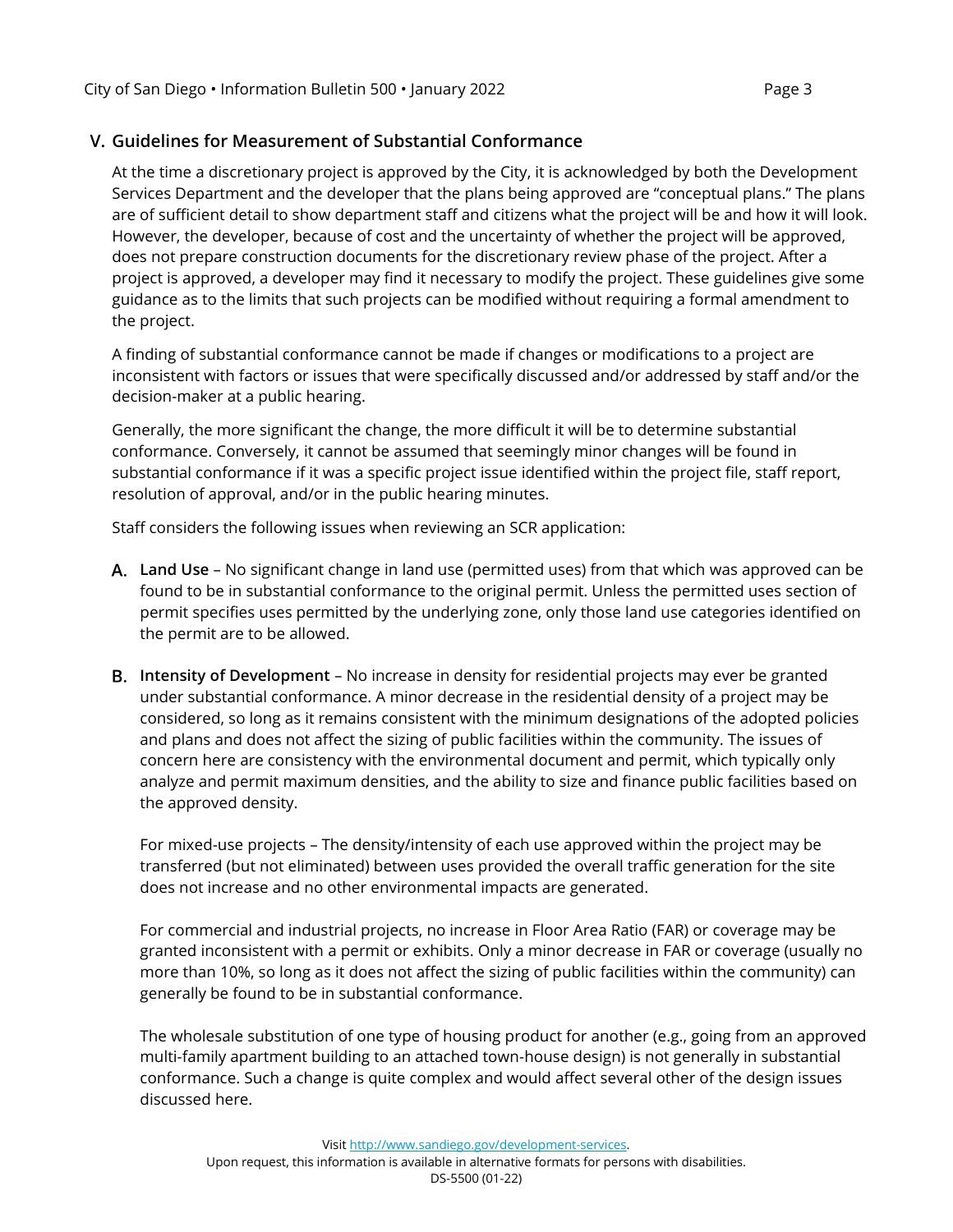## V. Guidelines for Measurement of Substantial Conformance

At the time a discretionary project is approved by the City, it is acknowledged by both the Development Services Department and the developer that the plans being approved are "conceptual plans." The plans are of sufficient detail to show department staff and citizens what the project will be and how it will look. However, the developer, because of cost and the uncertainty of whether the project will be approved, does not prepare construction documents for the discretionary review phase of the project. After a project is approved, a developer may find it necessary to modify the project. These guidelines give some guidance as to the limits that such projects can be modified without requiring a formal amendment to the project.

A finding of substantial conformance cannot be made if changes or modifications to a project are inconsistent with factors or issues that were specifically discussed and/or addressed by staff and/or the decision-maker at a public hearing.

Generally, the more significant the change, the more difficult it will be to determine substantial conformance. Conversely, it cannot be assumed that seemingly minor changes will be found in substantial conformance if it was a specific project issue identified within the project file, staff report, resolution of approval, and/or in the public hearing minutes.

Staff considers the following issues when reviewing an SCR application:

**A. Land Use** – No significant change in land use (permitted uses) from that which was approved can be found to be in substantial conformance to the original permit. Unless the permitted uses section of permit specifies uses permitted by the underlying zone, only those land use categories identified on the permit are to be allowed.

**B. Intensity of Development** – No increase in density for residential projects may ever be granted under substantial conformance. A minor decrease in the residential density of a project may be considered, so long as it remains consistent with the minimum designations of the adopted policies and plans and does not affect the sizing of public facilities within the community. The issues of concern here are consistency with the environmental document and permit, which typically only analyze and permit maximum densities, and the ability to size and finance public facilities based on the approved density.

For mixed-use projects – The density/intensity of each use approved within the project may be transferred (but not eliminated) between uses provided the overall traffic generation for the site does not increase and no other environmental impacts are generated.

For commercial and industrial projects, no increase in Floor Area Ratio (FAR) or coverage may be granted inconsistent with a permit or exhibits. Only a minor decrease in FAR or coverage (usually no more than 10%, so long as it does not affect the sizing of public facilities within the community) can generally be found to be in substantial conformance.

The wholesale substitution of one type of housing product for another (e.g., going from an approved multi-family apartment building to an attached town-house design) is not generally in substantial conformance. Such a change is quite complex and would affect several other of the design issues discussed here.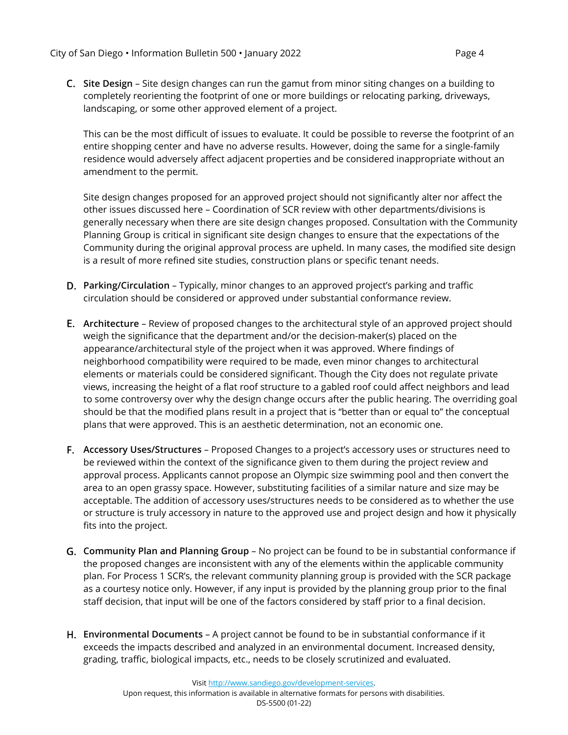C. **Site Design** – Site design changes can run the gamut from minor siting changes on a building to completely reorienting the footprint of one or more buildings or relocating parking, driveways, landscaping, or some other approved element of a project.

   This can be the most difficult of issues to evaluate. It could be possible to reverse the footprint of an entire shopping center and have no adverse results. However, doing the same for a single-family residence would adversely affect adjacent properties and be considered inappropriate without an amendment to the permit.

   Site design changes proposed for an approved project should not significantly alter nor affect the other issues discussed here – Coordination of SCR review with other departments/divisions is generally necessary when there are site design changes proposed. Consultation with the Community Planning Group is critical in significant site design changes to ensure that the expectations of the Community during the original approval process are upheld. In many cases, the modified site design is a result of more refined site studies, construction plans or specific tenant needs.

D. **Parking/Circulation** – Typically, minor changes to an approved project's parking and traffic circulation should be considered or approved under substantial conformance review.

E. **Architecture** – Review of proposed changes to the architectural style of an approved project should weigh the significance that the department and/or the decision-maker(s) placed on the appearance/architectural style of the project when it was approved. Where findings of neighborhood compatibility were required to be made, even minor changes to architectural elements or materials could be considered significant. Though the City does not regulate private views, increasing the height of a flat roof structure to a gabled roof could affect neighbors and lead to some controversy over why the design change occurs after the public hearing. The overriding goal should be that the modified plans result in a project that is "better than or equal to" the conceptual plans that were approved. This is an aesthetic determination, not an economic one.

F. **Accessory Uses/Structures** – Proposed Changes to a project's accessory uses or structures need to be reviewed within the context of the significance given to them during the project review and approval process. Applicants cannot propose an Olympic size swimming pool and then convert the area to an open grassy space. However, substituting facilities of a similar nature and size may be acceptable. The addition of accessory uses/structures needs to be considered as to whether the use or structure is truly accessory in nature to the approved use and project design and how it physically fits into the project.

G. **Community Plan and Planning Group** – No project can be found to be in substantial conformance if the proposed changes are inconsistent with any of the elements within the applicable community plan. For Process 1 SCR's, the relevant community planning group is provided with the SCR package as a courtesy notice only. However, if any input is provided by the planning group prior to the final staff decision, that input will be one of the factors considered by staff prior to a final decision.

H. **Environmental Documents** – A project cannot be found to be in substantial conformance if it exceeds the impacts described and analyzed in an environmental document. Increased density, grading, traffic, biological impacts, etc., needs to be closely scrutinized and evaluated.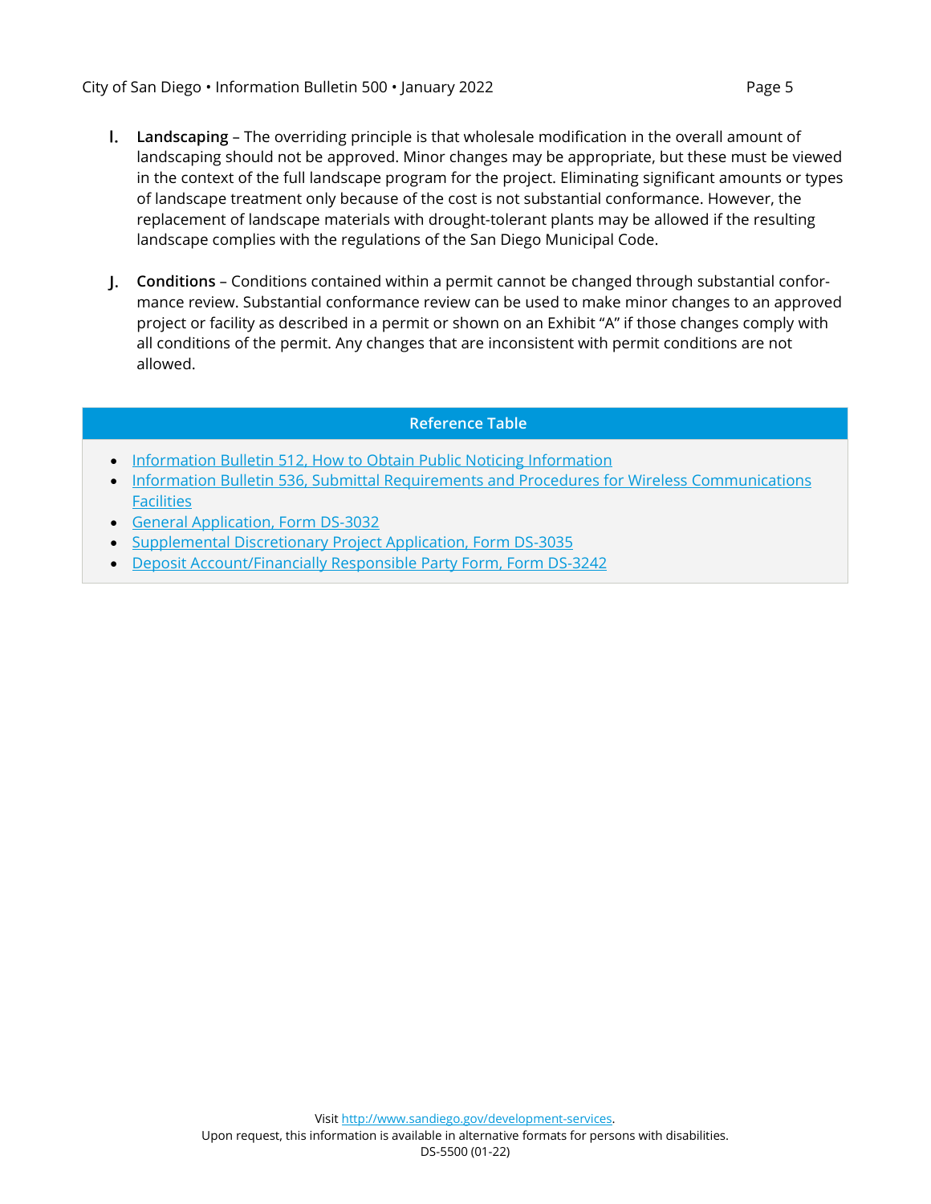I. **Landscaping** – The overriding principle is that wholesale modification in the overall amount of landscaping should not be approved. Minor changes may be appropriate, but these must be viewed in the context of the full landscape program for the project. Eliminating significant amounts or types of landscape treatment only because of the cost is not substantial conformance. However, the replacement of landscape materials with drought-tolerant plants may be allowed if the resulting landscape complies with the regulations of the San Diego Municipal Code.

J. **Conditions** – Conditions contained within a permit cannot be changed through substantial conformance review. Substantial conformance review can be used to make minor changes to an approved project or facility as described in a permit or shown on an Exhibit "A" if those changes comply with all conditions of the permit. Any changes that are inconsistent with permit conditions are not allowed.

| Reference Table |
| --- |
| • Information Bulletin 512, How to Obtain Public Noticing Information<br>• Information Bulletin 536, Submittal Requirements and Procedures for Wireless Communications Facilities<br>• General Application, Form DS-3032<br>• Supplemental Discretionary Project Application, Form DS-3035<br>• Deposit Account/Financially Responsible Party Form, Form DS-3242 |

Visit http://www.sandiego.gov/development-services.
Upon request, this information is available in alternative formats for persons with disabilities.
DS-5500 (01-22)